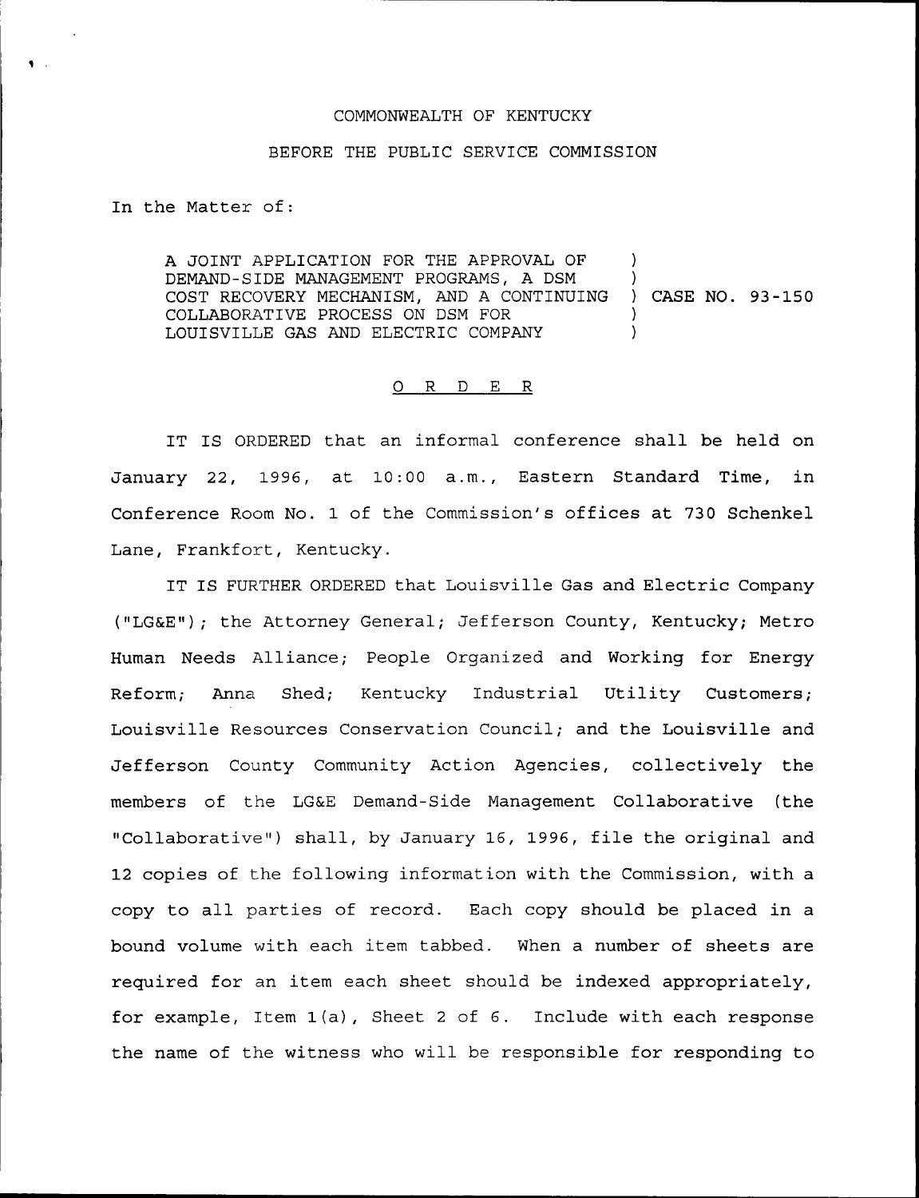COMMONWEALTH OF KENTUCKY

BEFORE THE PUBLIC SERVICE COMMISSION

In the Matter of:

| | | |
|---|---|---|
| A JOINT APPLICATION FOR THE APPROVAL OF DEMAND-SIDE MANAGEMENT PROGRAMS, A DSM COST RECOVERY MECHANISM, AND A CONTINUING COLLABORATIVE PROCESS ON DSM FOR LOUISVILLE GAS AND ELECTRIC COMPANY | ) | CASE NO. 93-150 |

## O R D E R

IT IS ORDERED that an informal conference shall be held on January 22, 1996, at 10:00 a.m., Eastern Standard Time, in Conference Room No. 1 of the Commission's offices at 730 Schenkel Lane, Frankfort, Kentucky.

IT IS FURTHER ORDERED that Louisville Gas and Electric Company ("LG&E"); the Attorney General; Jefferson County, Kentucky; Metro Human Needs Alliance; People Organized and Working for Energy Reform; Anna Shed; Kentucky Industrial Utility Customers; Louisville Resources Conservation Council; and the Louisville and Jefferson County Community Action Agencies, collectively the members of the LG&E Demand-Side Management Collaborative (the "Collaborative") shall, by January 16, 1996, file the original and 12 copies of the following information with the Commission, with a copy to all parties of record. Each copy should be placed in a bound volume with each item tabbed. When a number of sheets are required for an item each sheet should be indexed appropriately, for example, Item 1(a), Sheet 2 of 6. Include with each response the name of the witness who will be responsible for responding to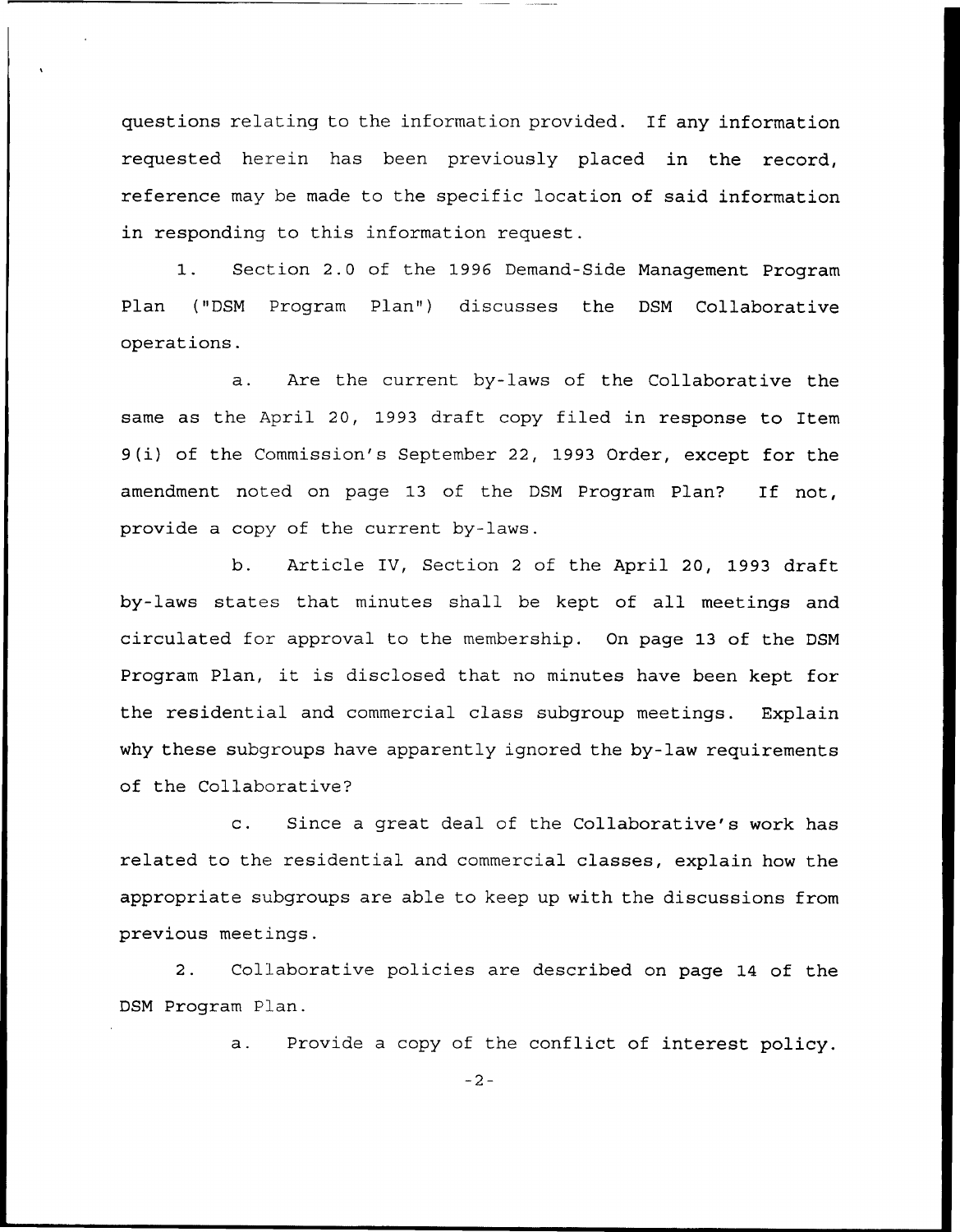questions relating to the information provided. If any information requested herein has been previously placed in the record, reference may be made to the specific location of said information in responding to this information request.

1. Section 2.0 of the 1996 Demand-Side Management Program Plan ("DSM Program Plan") discusses the DSM Collaborative operations.

a. Are the current by-laws of the Collaborative the same as the April 20, 1993 draft copy filed in response to Item 9(i) of the Commission's September 22, 1993 Order, except for the amendment noted on page 13 of the DSM Program Plan? If not, provide a copy of the current by-laws.

b. Article IV, Section 2 of the April 20, 1993 draft by-laws states that minutes shall be kept of all meetings and circulated for approval to the membership. On page 13 of the DSM Program Plan, it is disclosed that no minutes have been kept for the residential and commercial class subgroup meetings. Explain why these subgroups have apparently ignored the by-law requirements of the Collaborative?

c. Since a great deal of the Collaborative's work has related to the residential and commercial classes, explain how the appropriate subgroups are able to keep up with the discussions from previous meetings.

2. Collaborative policies are described on page 14 of the DSM Program Plan.

a. Provide a copy of the conflict of interest policy.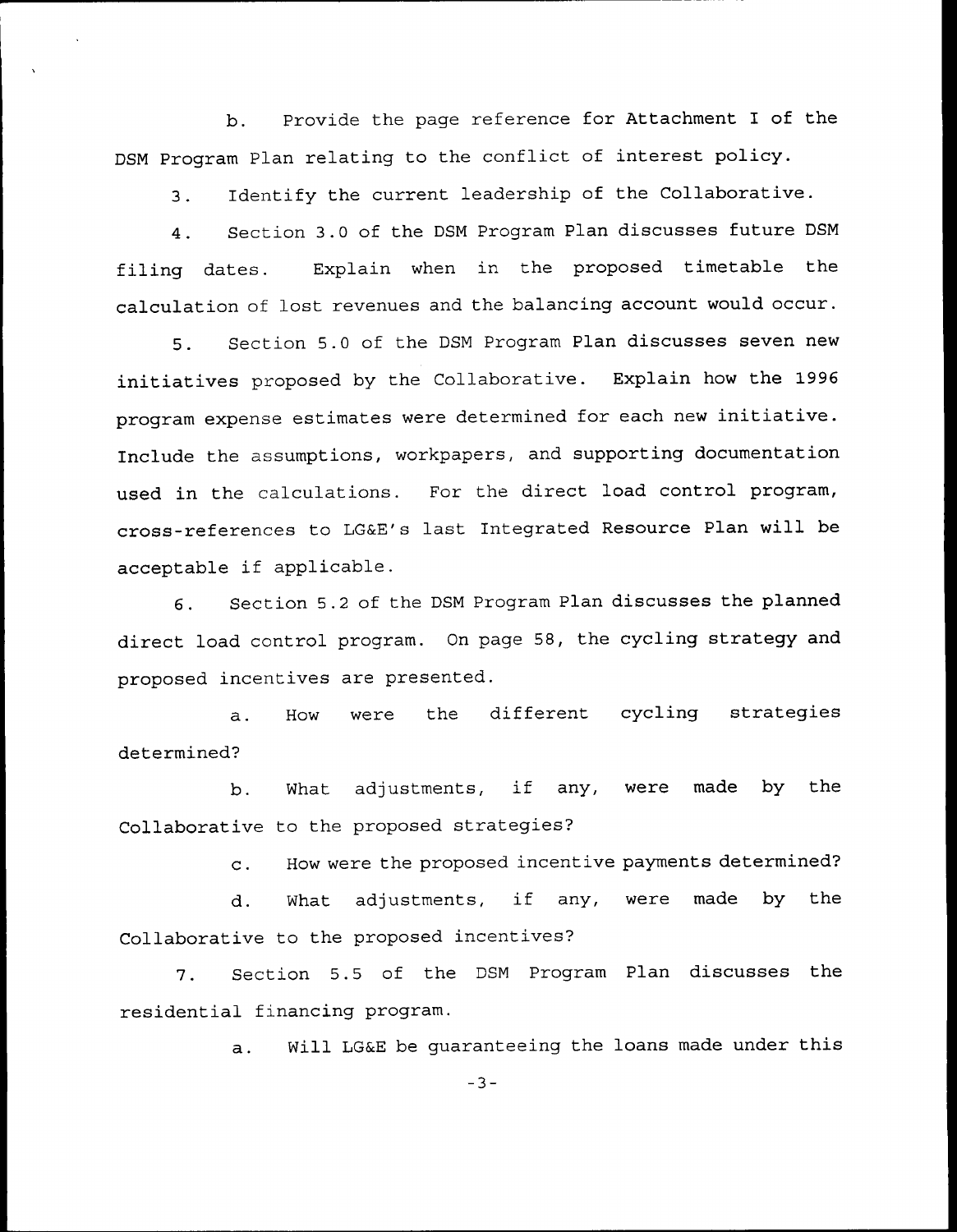b. Provide the page reference for Attachment I of the DSM Program Plan relating to the conflict of interest policy.

3. Identify the current leadership of the Collaborative.

4. Section 3.0 of the DSM Program Plan discusses future DSM filing dates. Explain when in the proposed timetable the calculation of lost revenues and the balancing account would occur.

5. Section 5.0 of the DSM Program Plan discusses seven new initiatives proposed by the Collaborative. Explain how the 1996 program expense estimates were determined for each new initiative. Include the assumptions, workpapers, and supporting documentation used in the calculations. For the direct load control program, cross-references to LG&E's last Integrated Resource Plan will be acceptable if applicable.

6. Section 5.2 of the DSM Program Plan discusses the planned direct load control program. On page 58, the cycling strategy and proposed incentives are presented.

a. How were the different cycling strategies determined?

b. What adjustments, if any, were made by the Collaborative to the proposed strategies?

c. How were the proposed incentive payments determined?

d. What adjustments, if any, were made by the Collaborative to the proposed incentives?

7. Section 5.5 of the DSM Program Plan discusses the residential financing program.

a. Will LG&E be guaranteeing the loans made under this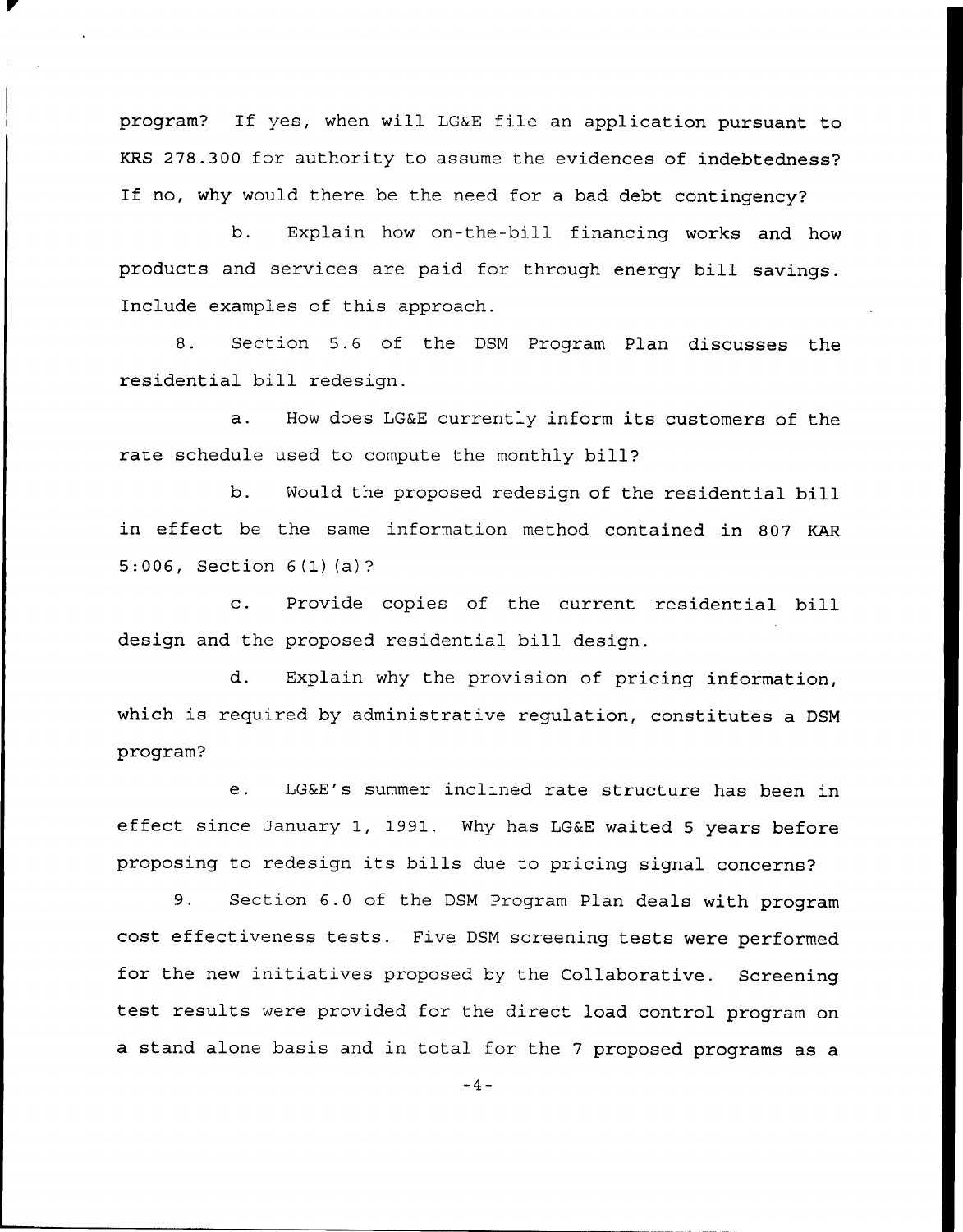program? If yes, when will LG&E file an application pursuant to KRS 278.300 for authority to assume the evidences of indebtedness? If no, why would there be the need for a bad debt contingency?

b. Explain how on-the-bill financing works and how products and services are paid for through energy bill savings. Include examples of this approach.

8. Section 5.6 of the DSM Program Plan discusses the residential bill redesign.

a. How does LG&E currently inform its customers of the rate schedule used to compute the monthly bill?

b. Would the proposed redesign of the residential bill in effect be the same information method contained in 807 KAR 5:006, Section 6(1)(a)?

c. Provide copies of the current residential bill design and the proposed residential bill design.

d. Explain why the provision of pricing information, which is required by administrative regulation, constitutes a DSM program?

e. LG&E's summer inclined rate structure has been in effect since January 1, 1991. Why has LG&E waited 5 years before proposing to redesign its bills due to pricing signal concerns?

9. Section 6.0 of the DSM Program Plan deals with program cost effectiveness tests. Five DSM screening tests were performed for the new initiatives proposed by the Collaborative. Screening test results were provided for the direct load control program on a stand alone basis and in total for the 7 proposed programs as a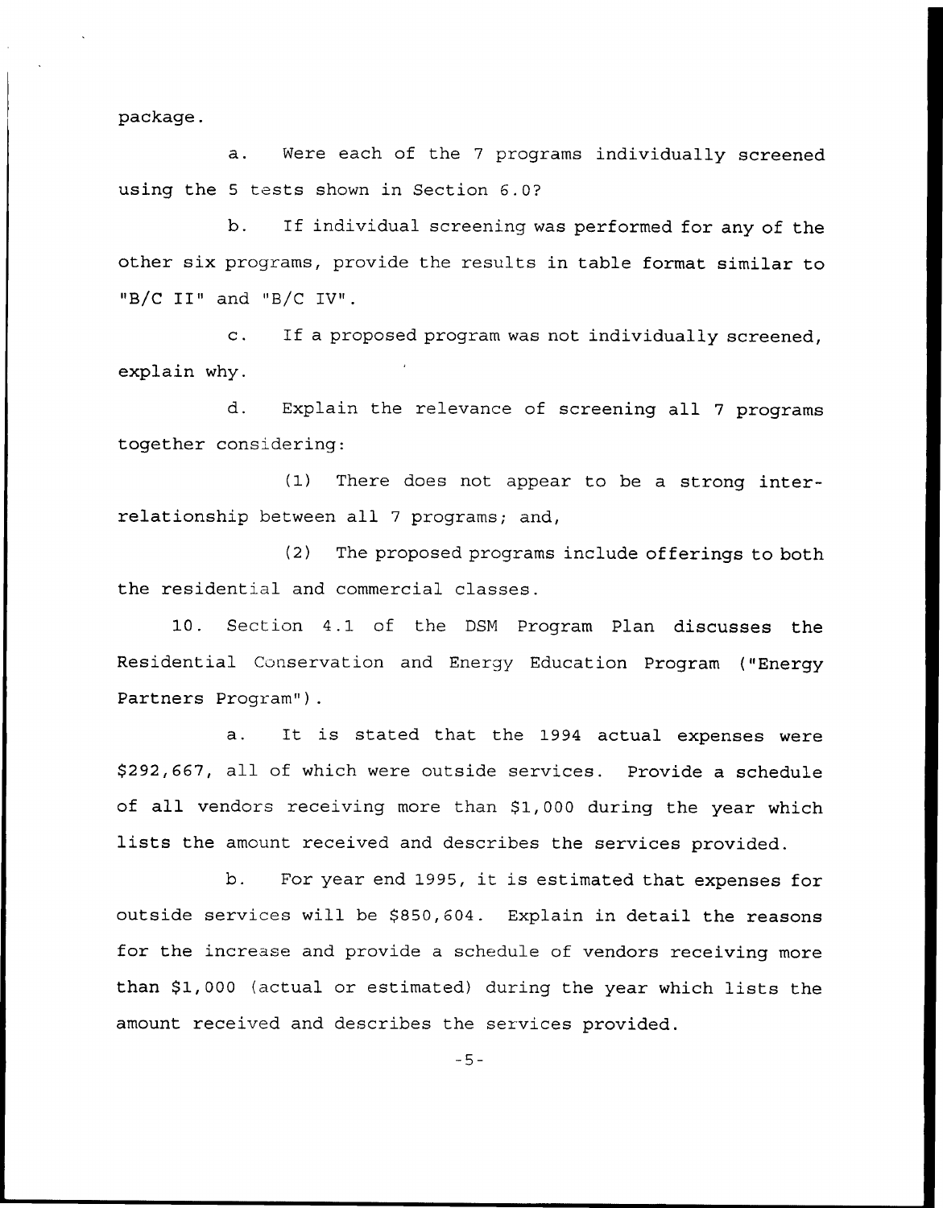package.

a. Were each of the 7 programs individually screened using the 5 tests shown in Section 6.0?

b. If individual screening was performed for any of the other six programs, provide the results in table format similar to "B/C II" and "B/C IV".

c. If a proposed program was not individually screened, explain why.

d. Explain the relevance of screening all 7 programs together considering:

(1) There does not appear to be a strong inter-relationship between all 7 programs; and,

(2) The proposed programs include offerings to both the residential and commercial classes.

10. Section 4.1 of the DSM Program Plan discusses the Residential Conservation and Energy Education Program ("Energy Partners Program").

a. It is stated that the 1994 actual expenses were $292,667, all of which were outside services. Provide a schedule of all vendors receiving more than $1,000 during the year which lists the amount received and describes the services provided.

b. For year end 1995, it is estimated that expenses for outside services will be $850,604. Explain in detail the reasons for the increase and provide a schedule of vendors receiving more than $1,000 (actual or estimated) during the year which lists the amount received and describes the services provided.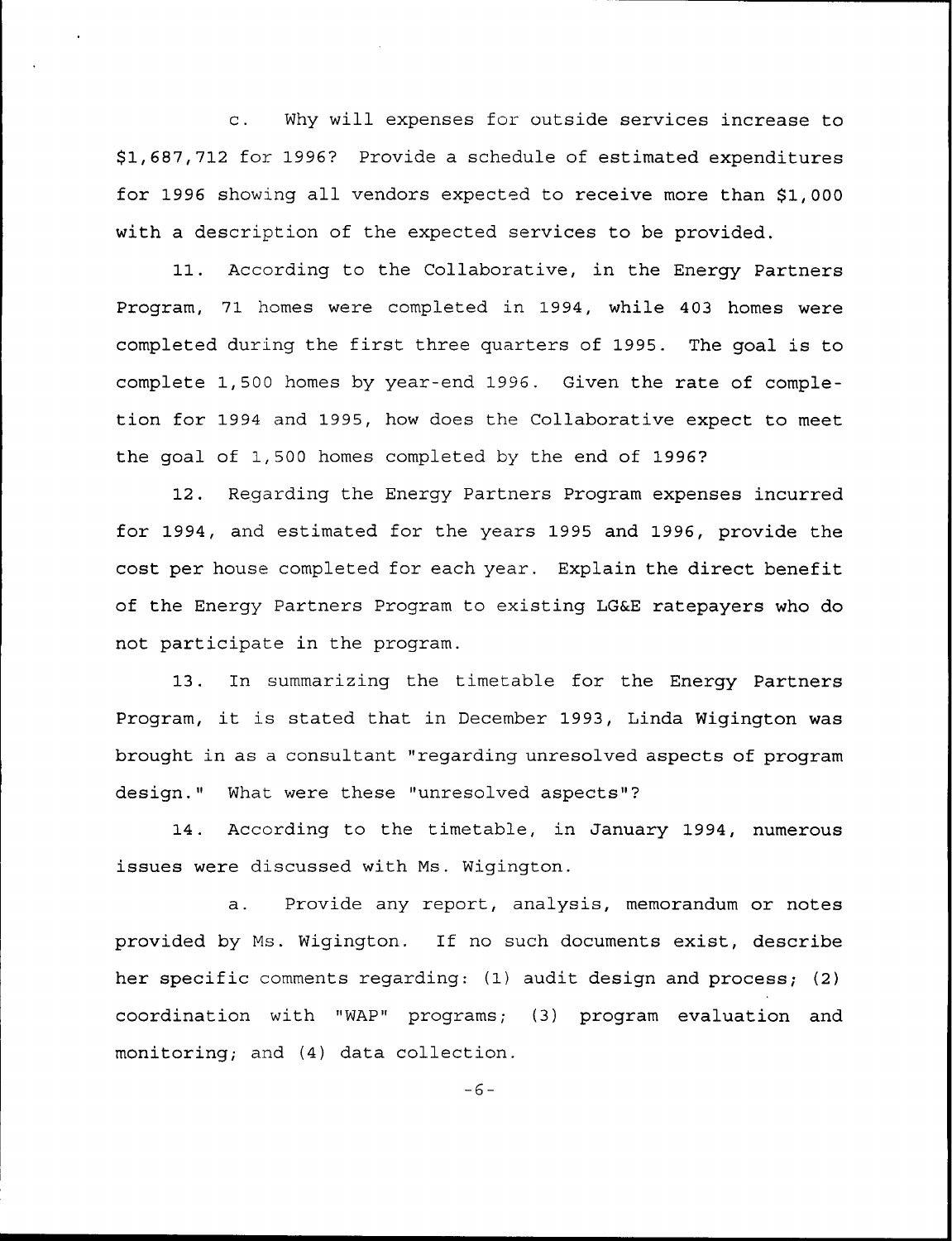c. Why will expenses for outside services increase to $1,687,712 for 1996? Provide a schedule of estimated expenditures for 1996 showing all vendors expected to receive more than $1,000 with a description of the expected services to be provided.

11. According to the Collaborative, in the Energy Partners Program, 71 homes were completed in 1994, while 403 homes were completed during the first three quarters of 1995. The goal is to complete 1,500 homes by year-end 1996. Given the rate of completion for 1994 and 1995, how does the Collaborative expect to meet the goal of 1,500 homes completed by the end of 1996?

12. Regarding the Energy Partners Program expenses incurred for 1994, and estimated for the years 1995 and 1996, provide the cost per house completed for each year. Explain the direct benefit of the Energy Partners Program to existing LG&E ratepayers who do not participate in the program.

13. In summarizing the timetable for the Energy Partners Program, it is stated that in December 1993, Linda Wigington was brought in as a consultant "regarding unresolved aspects of program design." What were these "unresolved aspects"?

14. According to the timetable, in January 1994, numerous issues were discussed with Ms. Wigington.

a. Provide any report, analysis, memorandum or notes provided by Ms. Wigington. If no such documents exist, describe her specific comments regarding: (1) audit design and process; (2) coordination with "WAP" programs; (3) program evaluation and monitoring; and (4) data collection.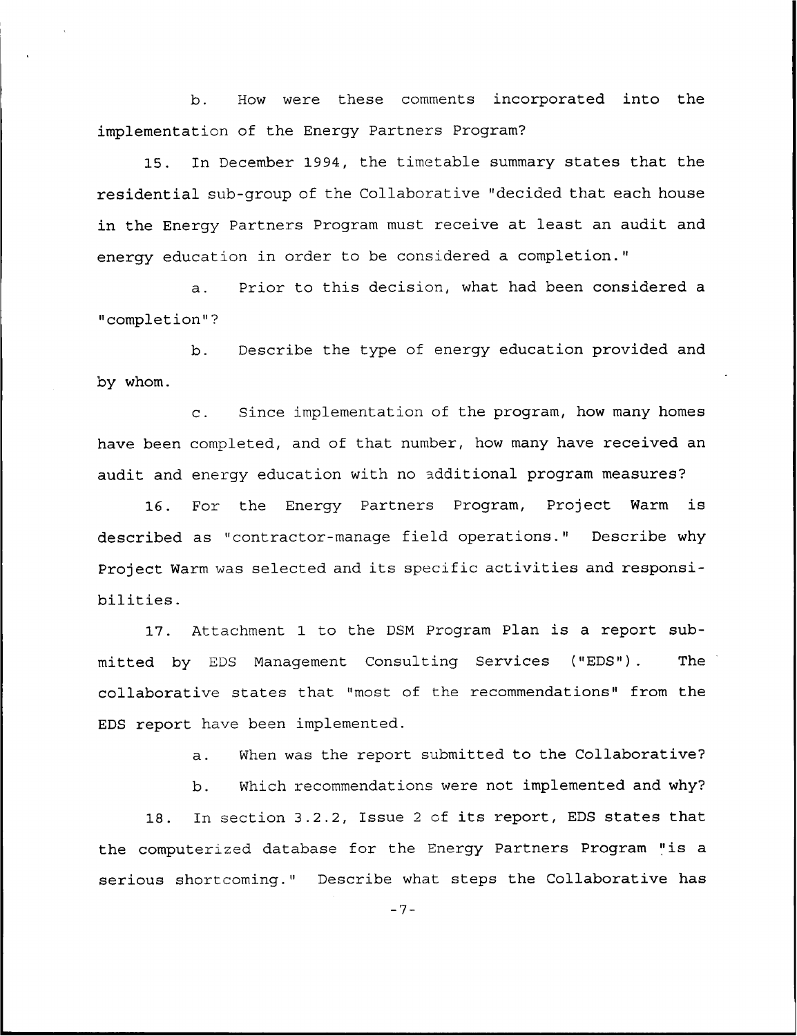b. How were these comments incorporated into the implementation of the Energy Partners Program?

15. In December 1994, the timetable summary states that the residential sub-group of the Collaborative "decided that each house in the Energy Partners Program must receive at least an audit and energy education in order to be considered a completion."

a. Prior to this decision, what had been considered a "completion"?

b. Describe the type of energy education provided and by whom.

c. Since implementation of the program, how many homes have been completed, and of that number, how many have received an audit and energy education with no additional program measures?

16. For the Energy Partners Program, Project Warm is described as "contractor-manage field operations." Describe why Project Warm was selected and its specific activities and responsibilities.

17. Attachment 1 to the DSM Program Plan is a report submitted by EDS Management Consulting Services ("EDS"). The collaborative states that "most of the recommendations" from the EDS report have been implemented.

a. When was the report submitted to the Collaborative?

b. Which recommendations were not implemented and why?

18. In section 3.2.2, Issue 2 of its report, EDS states that the computerized database for the Energy Partners Program "is a serious shortcoming." Describe what steps the Collaborative has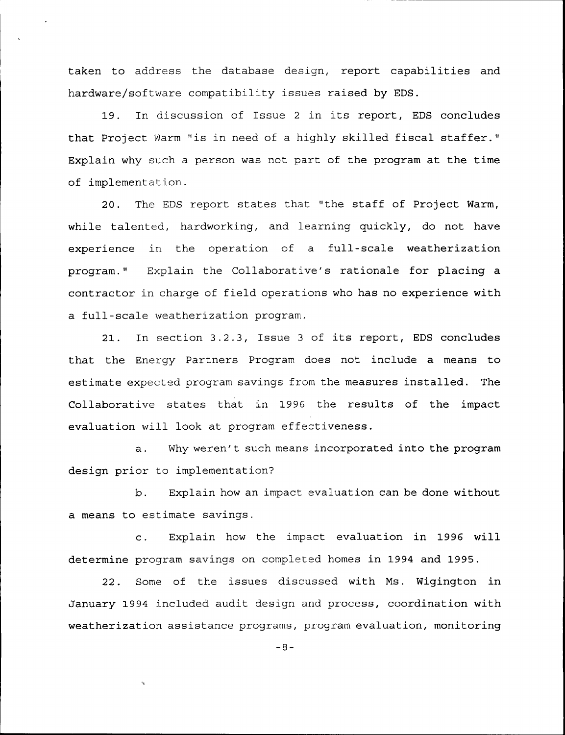taken to address the database design, report capabilities and hardware/software compatibility issues raised by EDS.

19. In discussion of Issue 2 in its report, EDS concludes that Project Warm "is in need of a highly skilled fiscal staffer." Explain why such a person was not part of the program at the time of implementation.

20. The EDS report states that "the staff of Project Warm, while talented, hardworking, and learning quickly, do not have experience in the operation of a full-scale weatherization program." Explain the Collaborative's rationale for placing a contractor in charge of field operations who has no experience with a full-scale weatherization program.

21. In section 3.2.3, Issue 3 of its report, EDS concludes that the Energy Partners Program does not include a means to estimate expected program savings from the measures installed. The Collaborative states that in 1996 the results of the impact evaluation will look at program effectiveness.

a. Why weren't such means incorporated into the program design prior to implementation?

b. Explain how an impact evaluation can be done without a means to estimate savings.

c. Explain how the impact evaluation in 1996 will determine program savings on completed homes in 1994 and 1995.

22. Some of the issues discussed with Ms. Wigington in January 1994 included audit design and process, coordination with weatherization assistance programs, program evaluation, monitoring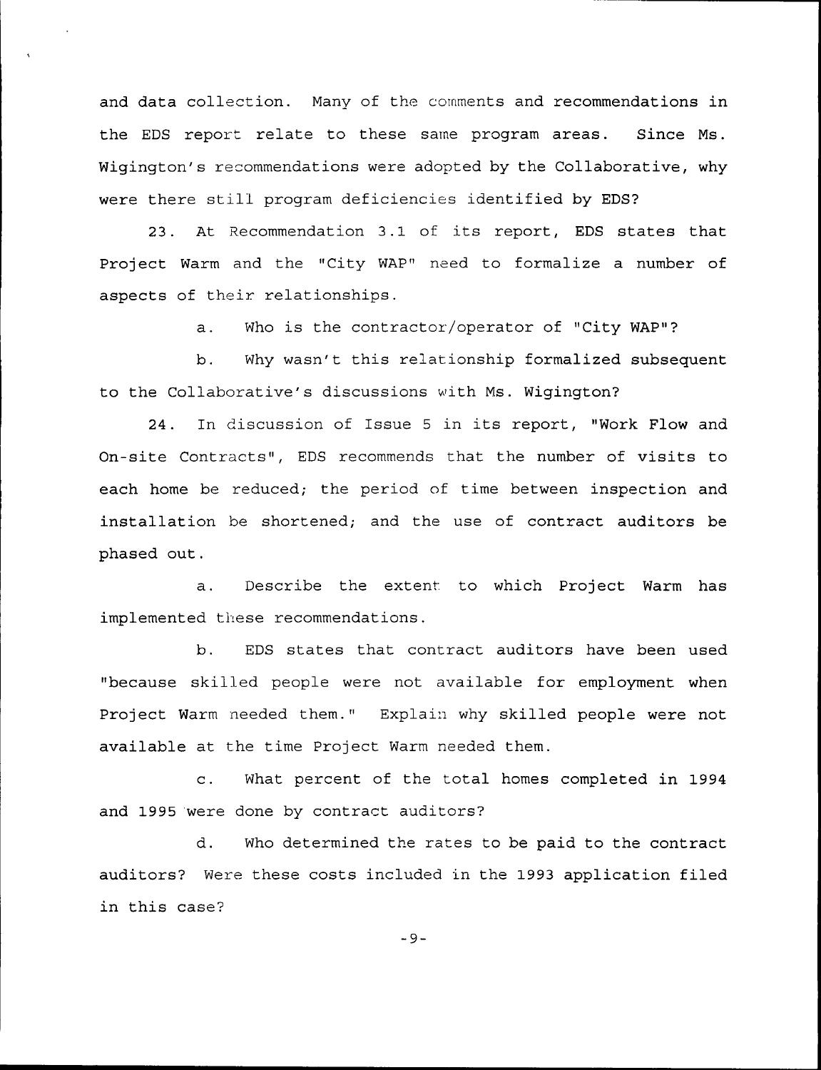and data collection. Many of the comments and recommendations in the EDS report relate to these same program areas. Since Ms. Wigington's recommendations were adopted by the Collaborative, why were there still program deficiencies identified by EDS?

23. At Recommendation 3.1 of its report, EDS states that Project Warm and the "City WAP" need to formalize a number of aspects of their relationships.

a. Who is the contractor/operator of "City WAP"?

b. Why wasn't this relationship formalized subsequent to the Collaborative's discussions with Ms. Wigington?

24. In discussion of Issue 5 in its report, "Work Flow and On-site Contracts", EDS recommends that the number of visits to each home be reduced; the period of time between inspection and installation be shortened; and the use of contract auditors be phased out.

a. Describe the extent to which Project Warm has implemented these recommendations.

b. EDS states that contract auditors have been used "because skilled people were not available for employment when Project Warm needed them." Explain why skilled people were not available at the time Project Warm needed them.

c. What percent of the total homes completed in 1994 and 1995 were done by contract auditors?

d. Who determined the rates to be paid to the contract auditors? Were these costs included in the 1993 application filed in this case?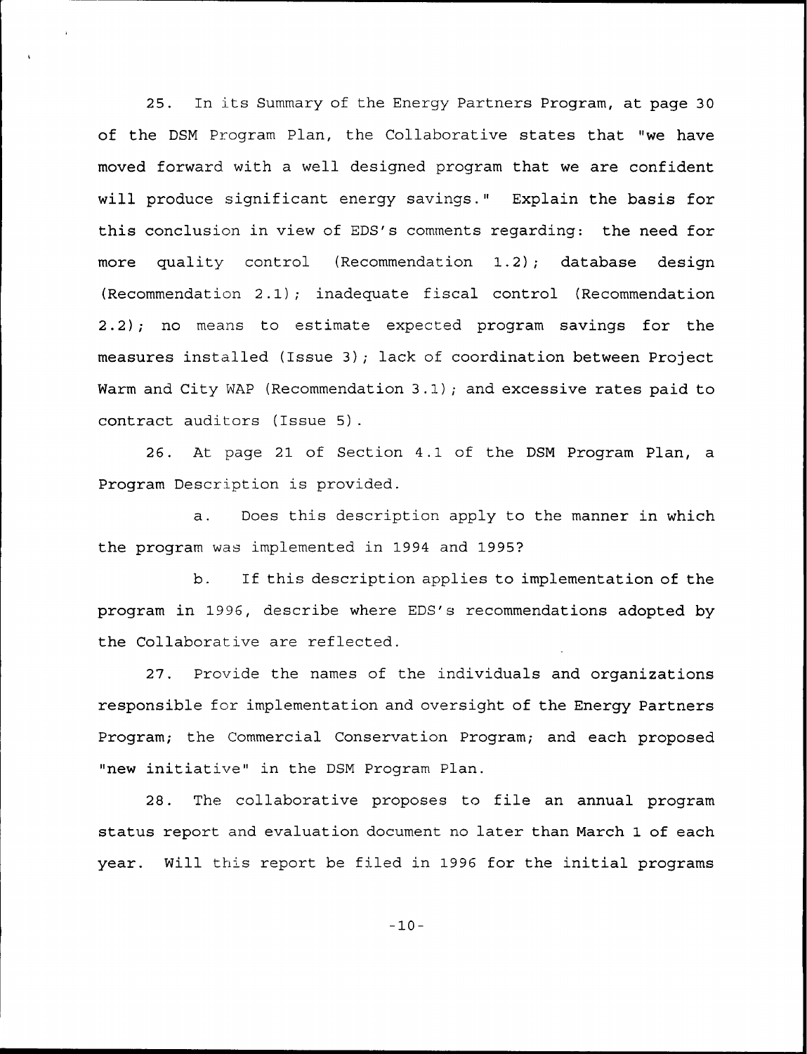25. In its Summary of the Energy Partners Program, at page 30 of the DSM Program Plan, the Collaborative states that "we have moved forward with a well designed program that we are confident will produce significant energy savings." Explain the basis for this conclusion in view of EDS's comments regarding: the need for more quality control (Recommendation 1.2); database design (Recommendation 2.1); inadequate fiscal control (Recommendation 2.2); no means to estimate expected program savings for the measures installed (Issue 3); lack of coordination between Project Warm and City WAP (Recommendation 3.1); and excessive rates paid to contract auditors (Issue 5).

26. At page 21 of Section 4.1 of the DSM Program Plan, a Program Description is provided.

a. Does this description apply to the manner in which the program was implemented in 1994 and 1995?

b. If this description applies to implementation of the program in 1996, describe where EDS's recommendations adopted by the Collaborative are reflected.

27. Provide the names of the individuals and organizations responsible for implementation and oversight of the Energy Partners Program; the Commercial Conservation Program; and each proposed "new initiative" in the DSM Program Plan.

28. The collaborative proposes to file an annual program status report and evaluation document no later than March 1 of each year. Will this report be filed in 1996 for the initial programs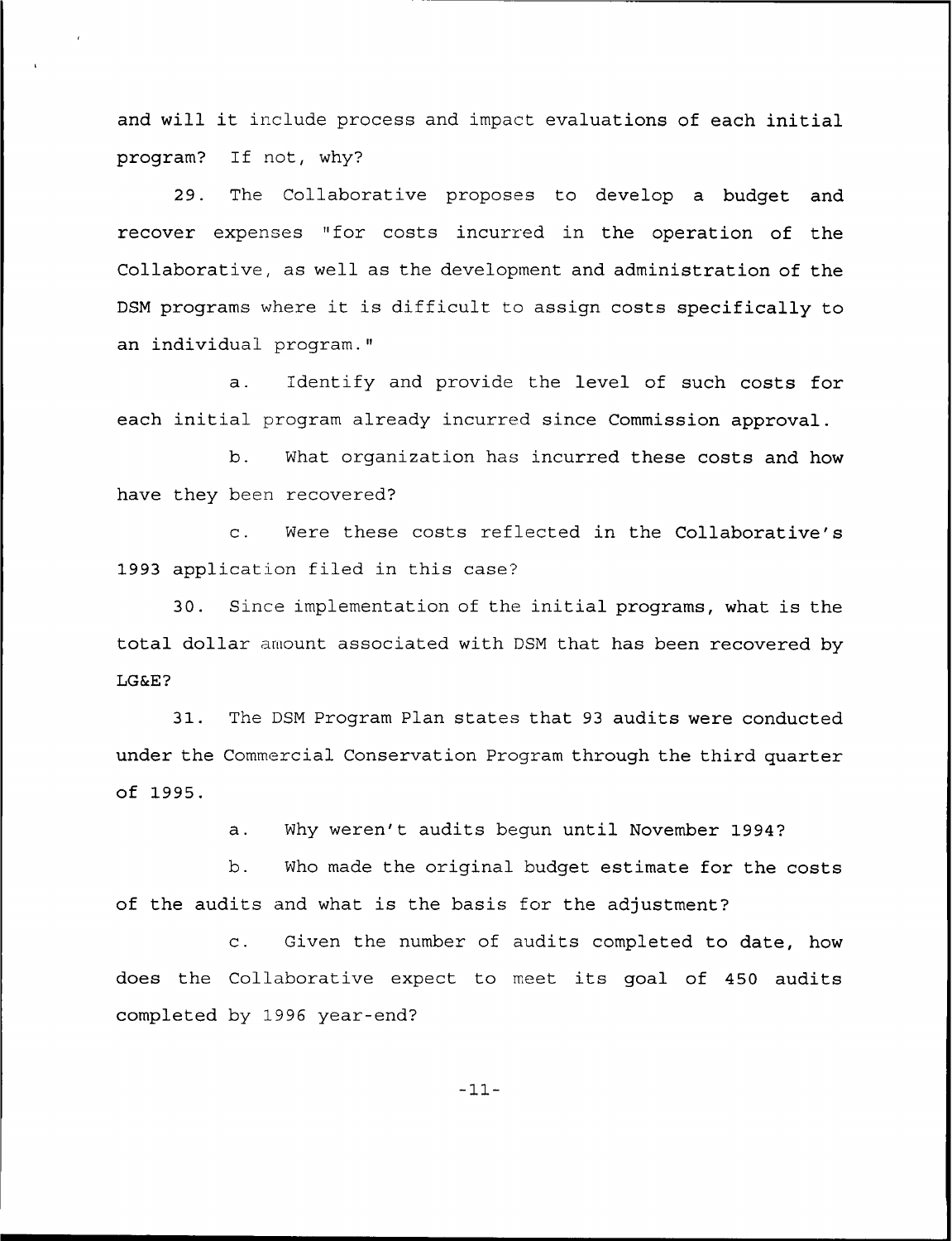and will it include process and impact evaluations of each initial program? If not, why?

29. The Collaborative proposes to develop a budget and recover expenses "for costs incurred in the operation of the Collaborative, as well as the development and administration of the DSM programs where it is difficult to assign costs specifically to an individual program."

a. Identify and provide the level of such costs for each initial program already incurred since Commission approval.

b. What organization has incurred these costs and how have they been recovered?

c. Were these costs reflected in the Collaborative's 1993 application filed in this case?

30. Since implementation of the initial programs, what is the total dollar amount associated with DSM that has been recovered by LG&E?

31. The DSM Program Plan states that 93 audits were conducted under the Commercial Conservation Program through the third quarter of 1995.

a. Why weren't audits begun until November 1994?

b. Who made the original budget estimate for the costs of the audits and what is the basis for the adjustment?

c. Given the number of audits completed to date, how does the Collaborative expect to meet its goal of 450 audits completed by 1996 year-end?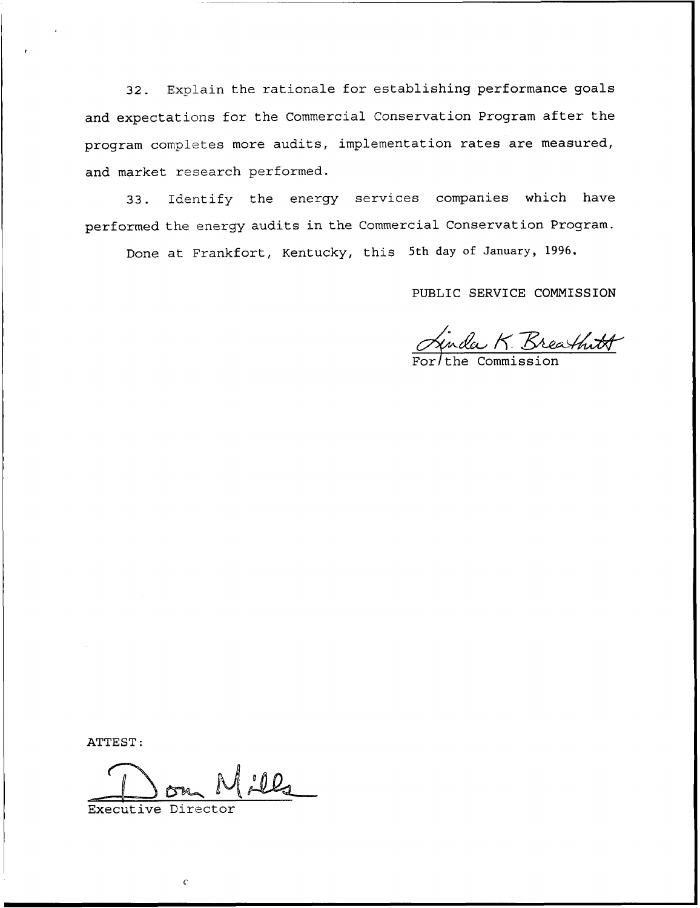32. Explain the rationale for establishing performance goals and expectations for the Commercial Conservation Program after the program completes more audits, implementation rates are measured, and market research performed.

33. Identify the energy services companies which have performed the energy audits in the Commercial Conservation Program.

Done at Frankfort, Kentucky, this 5th day of January, 1996.

PUBLIC SERVICE COMMISSION

Linda K. Breathitt
For the Commission

ATTEST:

Don Mills
Executive Director